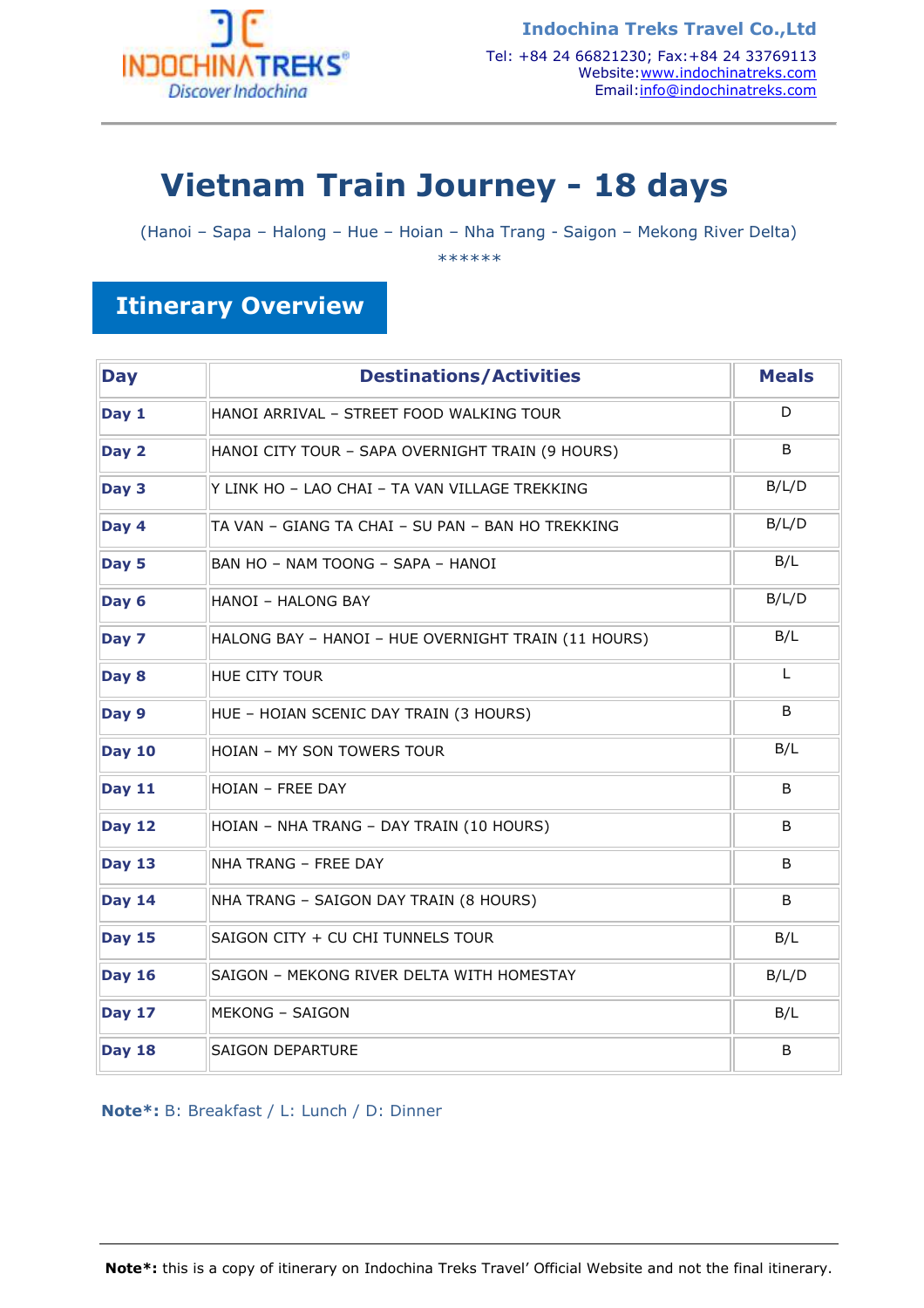Indochina Treks Travel Co.,Ltd
Tel: +84 24 66821230; Fax:+84 24 33769113
Website: www.indochinatreks.com
Email: info@indochinatreks.com

# Vietnam Train Journey - 18 days

(Hanoi – Sapa – Halong – Hue – Hoian – Nha Trang - Saigon – Mekong River Delta)

******

## Itinerary Overview

| Day | Destinations/Activities | Meals |
|---|---|---|
| Day 1 | HANOI ARRIVAL – STREET FOOD WALKING TOUR | D |
| Day 2 | HANOI CITY TOUR – SAPA OVERNIGHT TRAIN (9 HOURS) | B |
| Day 3 | Y LINK HO – LAO CHAI – TA VAN VILLAGE TREKKING | B/L/D |
| Day 4 | TA VAN – GIANG TA CHAI – SU PAN – BAN HO TREKKING | B/L/D |
| Day 5 | BAN HO – NAM TOONG – SAPA – HANOI | B/L |
| Day 6 | HANOI – HALONG BAY | B/L/D |
| Day 7 | HALONG BAY – HANOI – HUE OVERNIGHT TRAIN (11 HOURS) | B/L |
| Day 8 | HUE CITY TOUR | L |
| Day 9 | HUE – HOIAN SCENIC DAY TRAIN (3 HOURS) | B |
| Day 10 | HOIAN – MY SON TOWERS TOUR | B/L |
| Day 11 | HOIAN – FREE DAY | B |
| Day 12 | HOIAN – NHA TRANG – DAY TRAIN (10 HOURS) | B |
| Day 13 | NHA TRANG – FREE DAY | B |
| Day 14 | NHA TRANG – SAIGON DAY TRAIN (8 HOURS) | B |
| Day 15 | SAIGON CITY + CU CHI TUNNELS TOUR | B/L |
| Day 16 | SAIGON – MEKONG RIVER DELTA WITH HOMESTAY | B/L/D |
| Day 17 | MEKONG – SAIGON | B/L |
| Day 18 | SAIGON DEPARTURE | B |

**Note*:** B: Breakfast / L: Lunch / D: Dinner

**Note*:** this is a copy of itinerary on Indochina Treks Travel' Official Website and not the final itinerary.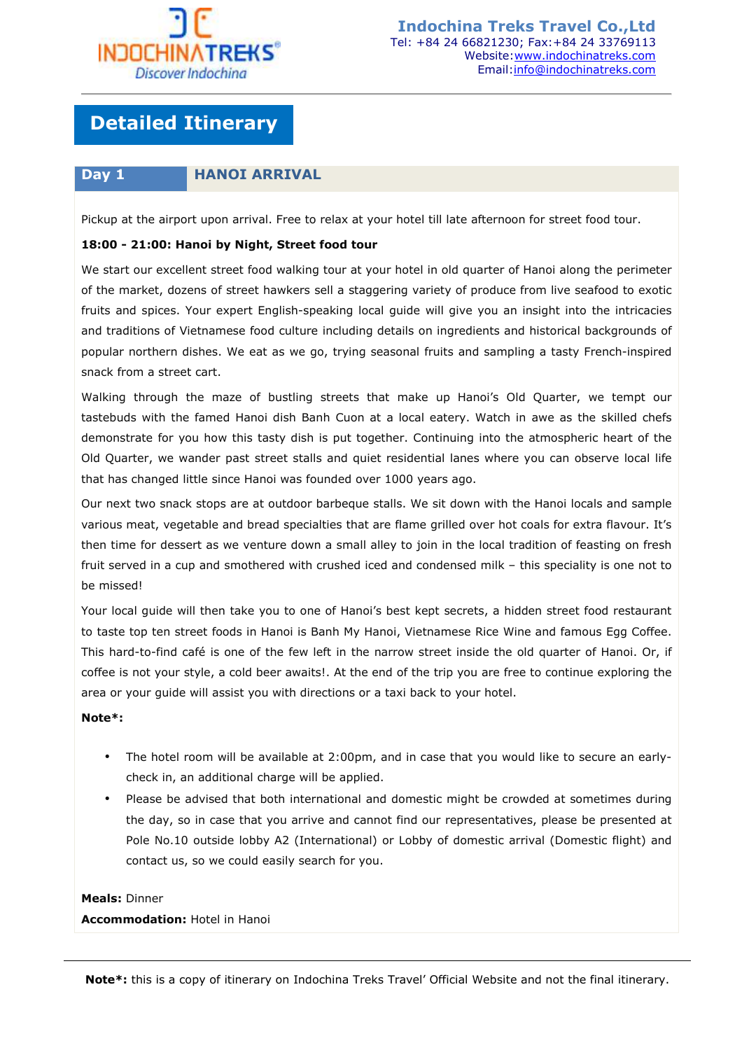# Detailed Itinerary

## Day 1 HANOI ARRIVAL

Pickup at the airport upon arrival. Free to relax at your hotel till late afternoon for street food tour.

**18:00 - 21:00: Hanoi by Night, Street food tour**

We start our excellent street food walking tour at your hotel in old quarter of Hanoi along the perimeter of the market, dozens of street hawkers sell a staggering variety of produce from live seafood to exotic fruits and spices. Your expert English-speaking local guide will give you an insight into the intricacies and traditions of Vietnamese food culture including details on ingredients and historical backgrounds of popular northern dishes. We eat as we go, trying seasonal fruits and sampling a tasty French-inspired snack from a street cart.

Walking through the maze of bustling streets that make up Hanoi's Old Quarter, we tempt our tastebuds with the famed Hanoi dish Banh Cuon at a local eatery. Watch in awe as the skilled chefs demonstrate for you how this tasty dish is put together. Continuing into the atmospheric heart of the Old Quarter, we wander past street stalls and quiet residential lanes where you can observe local life that has changed little since Hanoi was founded over 1000 years ago.

Our next two snack stops are at outdoor barbeque stalls. We sit down with the Hanoi locals and sample various meat, vegetable and bread specialties that are flame grilled over hot coals for extra flavour. It's then time for dessert as we venture down a small alley to join in the local tradition of feasting on fresh fruit served in a cup and smothered with crushed iced and condensed milk – this speciality is one not to be missed!

Your local guide will then take you to one of Hanoi's best kept secrets, a hidden street food restaurant to taste top ten street foods in Hanoi is Banh My Hanoi, Vietnamese Rice Wine and famous Egg Coffee. This hard-to-find café is one of the few left in the narrow street inside the old quarter of Hanoi. Or, if coffee is not your style, a cold beer awaits!. At the end of the trip you are free to continue exploring the area or your guide will assist you with directions or a taxi back to your hotel.

**Note*:**

- The hotel room will be available at 2:00pm, and in case that you would like to secure an early-check in, an additional charge will be applied.
- Please be advised that both international and domestic might be crowded at sometimes during the day, so in case that you arrive and cannot find our representatives, please be presented at Pole No.10 outside lobby A2 (International) or Lobby of domestic arrival (Domestic flight) and contact us, so we could easily search for you.

**Meals:** Dinner

**Accommodation:** Hotel in Hanoi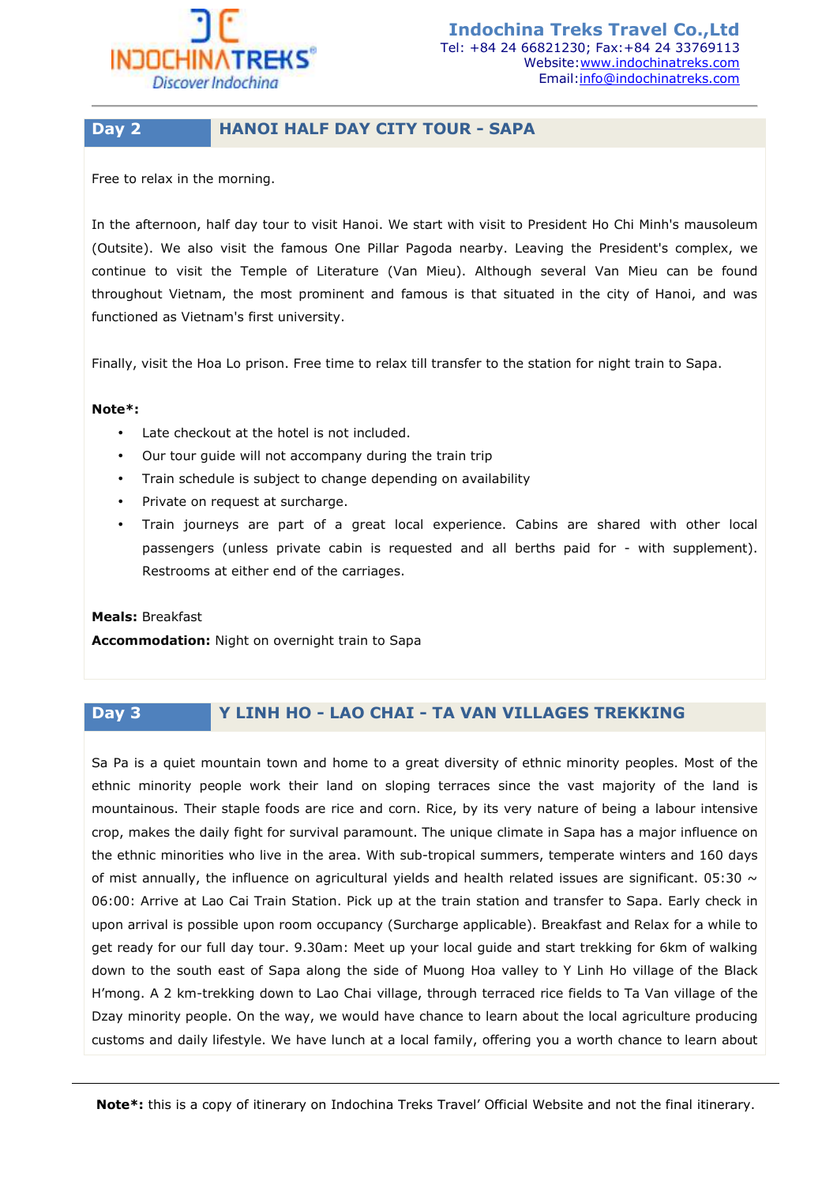## Day 2 HANOI HALF DAY CITY TOUR - SAPA

Free to relax in the morning.

In the afternoon, half day tour to visit Hanoi. We start with visit to President Ho Chi Minh's mausoleum (Outsite). We also visit the famous One Pillar Pagoda nearby. Leaving the President's complex, we continue to visit the Temple of Literature (Van Mieu). Although several Van Mieu can be found throughout Vietnam, the most prominent and famous is that situated in the city of Hanoi, and was functioned as Vietnam's first university.

Finally, visit the Hoa Lo prison. Free time to relax till transfer to the station for night train to Sapa.

**Note*:**

- Late checkout at the hotel is not included.
- Our tour guide will not accompany during the train trip
- Train schedule is subject to change depending on availability
- Private on request at surcharge.
- Train journeys are part of a great local experience. Cabins are shared with other local passengers (unless private cabin is requested and all berths paid for - with supplement). Restrooms at either end of the carriages.

**Meals:** Breakfast

**Accommodation:** Night on overnight train to Sapa

## Day 3 Y LINH HO - LAO CHAI - TA VAN VILLAGES TREKKING

Sa Pa is a quiet mountain town and home to a great diversity of ethnic minority peoples. Most of the ethnic minority people work their land on sloping terraces since the vast majority of the land is mountainous. Their staple foods are rice and corn. Rice, by its very nature of being a labour intensive crop, makes the daily fight for survival paramount. The unique climate in Sapa has a major influence on the ethnic minorities who live in the area. With sub-tropical summers, temperate winters and 160 days of mist annually, the influence on agricultural yields and health related issues are significant. 05:30 ~ 06:00: Arrive at Lao Cai Train Station. Pick up at the train station and transfer to Sapa. Early check in upon arrival is possible upon room occupancy (Surcharge applicable). Breakfast and Relax for a while to get ready for our full day tour. 9.30am: Meet up your local guide and start trekking for 6km of walking down to the south east of Sapa along the side of Muong Hoa valley to Y Linh Ho village of the Black H'mong. A 2 km-trekking down to Lao Chai village, through terraced rice fields to Ta Van village of the Dzay minority people. On the way, we would have chance to learn about the local agriculture producing customs and daily lifestyle. We have lunch at a local family, offering you a worth chance to learn about

**Note*:** this is a copy of itinerary on Indochina Treks Travel' Official Website and not the final itinerary.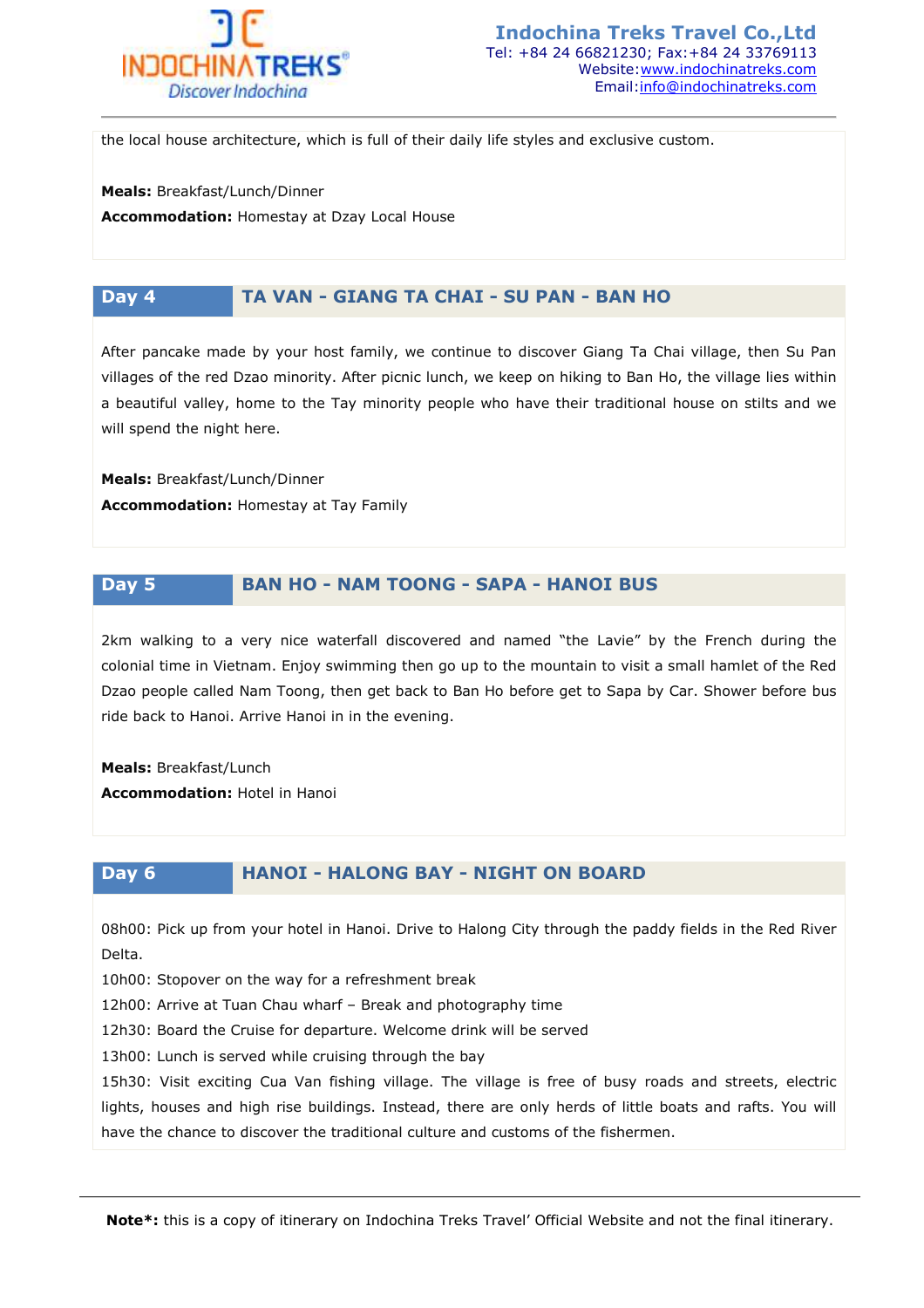the local house architecture, which is full of their daily life styles and exclusive custom.

**Meals:** Breakfast/Lunch/Dinner
**Accommodation:** Homestay at Dzay Local House

## Day 4 — TA VAN - GIANG TA CHAI - SU PAN - BAN HO

After pancake made by your host family, we continue to discover Giang Ta Chai village, then Su Pan villages of the red Dzao minority. After picnic lunch, we keep on hiking to Ban Ho, the village lies within a beautiful valley, home to the Tay minority people who have their traditional house on stilts and we will spend the night here.

**Meals:** Breakfast/Lunch/Dinner
**Accommodation:** Homestay at Tay Family

## Day 5 — BAN HO - NAM TOONG - SAPA - HANOI BUS

2km walking to a very nice waterfall discovered and named "the Lavie" by the French during the colonial time in Vietnam. Enjoy swimming then go up to the mountain to visit a small hamlet of the Red Dzao people called Nam Toong, then get back to Ban Ho before get to Sapa by Car. Shower before bus ride back to Hanoi. Arrive Hanoi in in the evening.

**Meals:** Breakfast/Lunch
**Accommodation:** Hotel in Hanoi

## Day 6 — HANOI - HALONG BAY - NIGHT ON BOARD

08h00: Pick up from your hotel in Hanoi. Drive to Halong City through the paddy fields in the Red River Delta.
10h00: Stopover on the way for a refreshment break
12h00: Arrive at Tuan Chau wharf – Break and photography time
12h30: Board the Cruise for departure. Welcome drink will be served
13h00: Lunch is served while cruising through the bay
15h30: Visit exciting Cua Van fishing village. The village is free of busy roads and streets, electric lights, houses and high rise buildings. Instead, there are only herds of little boats and rafts. You will have the chance to discover the traditional culture and customs of the fishermen.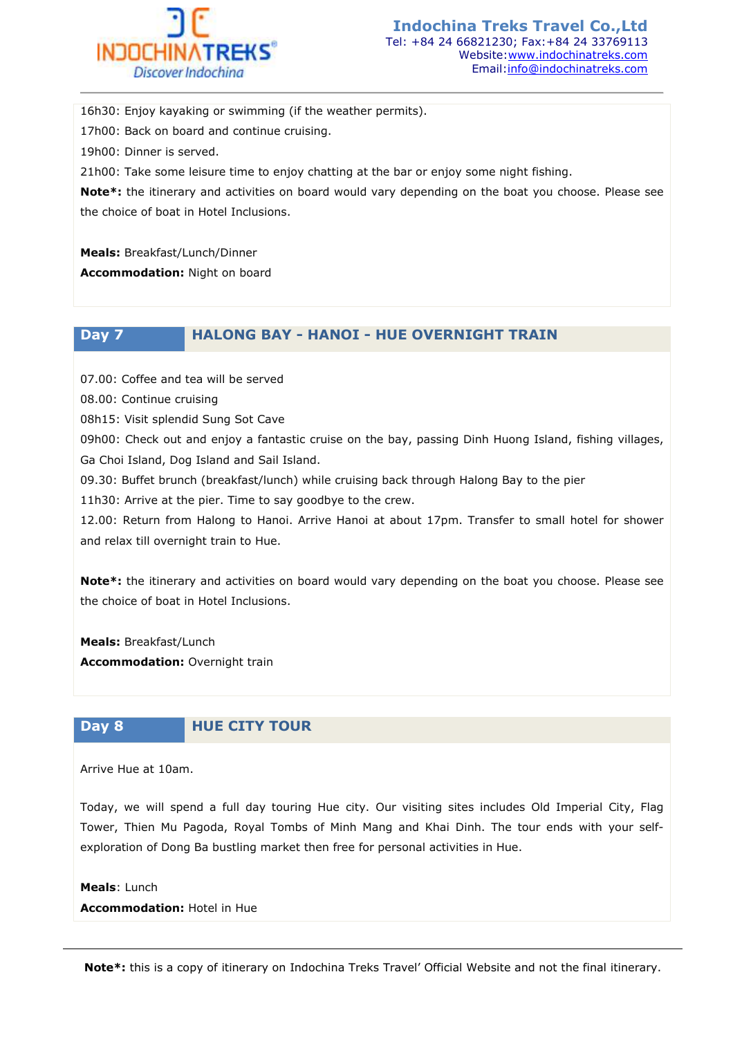16h30: Enjoy kayaking or swimming (if the weather permits).

17h00: Back on board and continue cruising.

19h00: Dinner is served.

21h00: Take some leisure time to enjoy chatting at the bar or enjoy some night fishing.

**Note*:** the itinerary and activities on board would vary depending on the boat you choose. Please see the choice of boat in Hotel Inclusions.

**Meals:** Breakfast/Lunch/Dinner

**Accommodation:** Night on board

## Day 7 HALONG BAY - HANOI - HUE OVERNIGHT TRAIN

07.00: Coffee and tea will be served

08.00: Continue cruising

08h15: Visit splendid Sung Sot Cave

09h00: Check out and enjoy a fantastic cruise on the bay, passing Dinh Huong Island, fishing villages, Ga Choi Island, Dog Island and Sail Island.

09.30: Buffet brunch (breakfast/lunch) while cruising back through Halong Bay to the pier

11h30: Arrive at the pier. Time to say goodbye to the crew.

12.00: Return from Halong to Hanoi. Arrive Hanoi at about 17pm. Transfer to small hotel for shower and relax till overnight train to Hue.

**Note*:** the itinerary and activities on board would vary depending on the boat you choose. Please see the choice of boat in Hotel Inclusions.

**Meals:** Breakfast/Lunch

**Accommodation:** Overnight train

## Day 8 HUE CITY TOUR

Arrive Hue at 10am.

Today, we will spend a full day touring Hue city. Our visiting sites includes Old Imperial City, Flag Tower, Thien Mu Pagoda, Royal Tombs of Minh Mang and Khai Dinh. The tour ends with your self-exploration of Dong Ba bustling market then free for personal activities in Hue.

**Meals**: Lunch

**Accommodation:** Hotel in Hue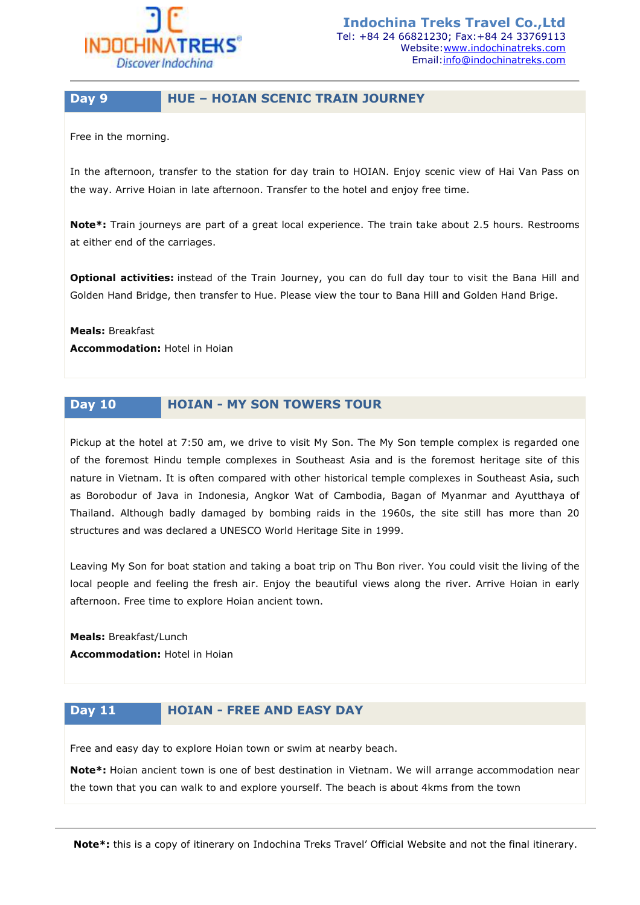## Day 9 HUE – HOIAN SCENIC TRAIN JOURNEY

Free in the morning.

In the afternoon, transfer to the station for day train to HOIAN. Enjoy scenic view of Hai Van Pass on the way. Arrive Hoian in late afternoon. Transfer to the hotel and enjoy free time.

**Note*:** Train journeys are part of a great local experience. The train take about 2.5 hours. Restrooms at either end of the carriages.

**Optional activities:** instead of the Train Journey, you can do full day tour to visit the Bana Hill and Golden Hand Bridge, then transfer to Hue. Please view the tour to Bana Hill and Golden Hand Brige.

**Meals:** Breakfast
**Accommodation:** Hotel in Hoian

## Day 10 HOIAN - MY SON TOWERS TOUR

Pickup at the hotel at 7:50 am, we drive to visit My Son. The My Son temple complex is regarded one of the foremost Hindu temple complexes in Southeast Asia and is the foremost heritage site of this nature in Vietnam. It is often compared with other historical temple complexes in Southeast Asia, such as Borobodur of Java in Indonesia, Angkor Wat of Cambodia, Bagan of Myanmar and Ayutthaya of Thailand. Although badly damaged by bombing raids in the 1960s, the site still has more than 20 structures and was declared a UNESCO World Heritage Site in 1999.

Leaving My Son for boat station and taking a boat trip on Thu Bon river. You could visit the living of the local people and feeling the fresh air. Enjoy the beautiful views along the river. Arrive Hoian in early afternoon. Free time to explore Hoian ancient town.

**Meals:** Breakfast/Lunch
**Accommodation:** Hotel in Hoian

## Day 11 HOIAN - FREE AND EASY DAY

Free and easy day to explore Hoian town or swim at nearby beach.

**Note*:** Hoian ancient town is one of best destination in Vietnam. We will arrange accommodation near the town that you can walk to and explore yourself. The beach is about 4kms from the town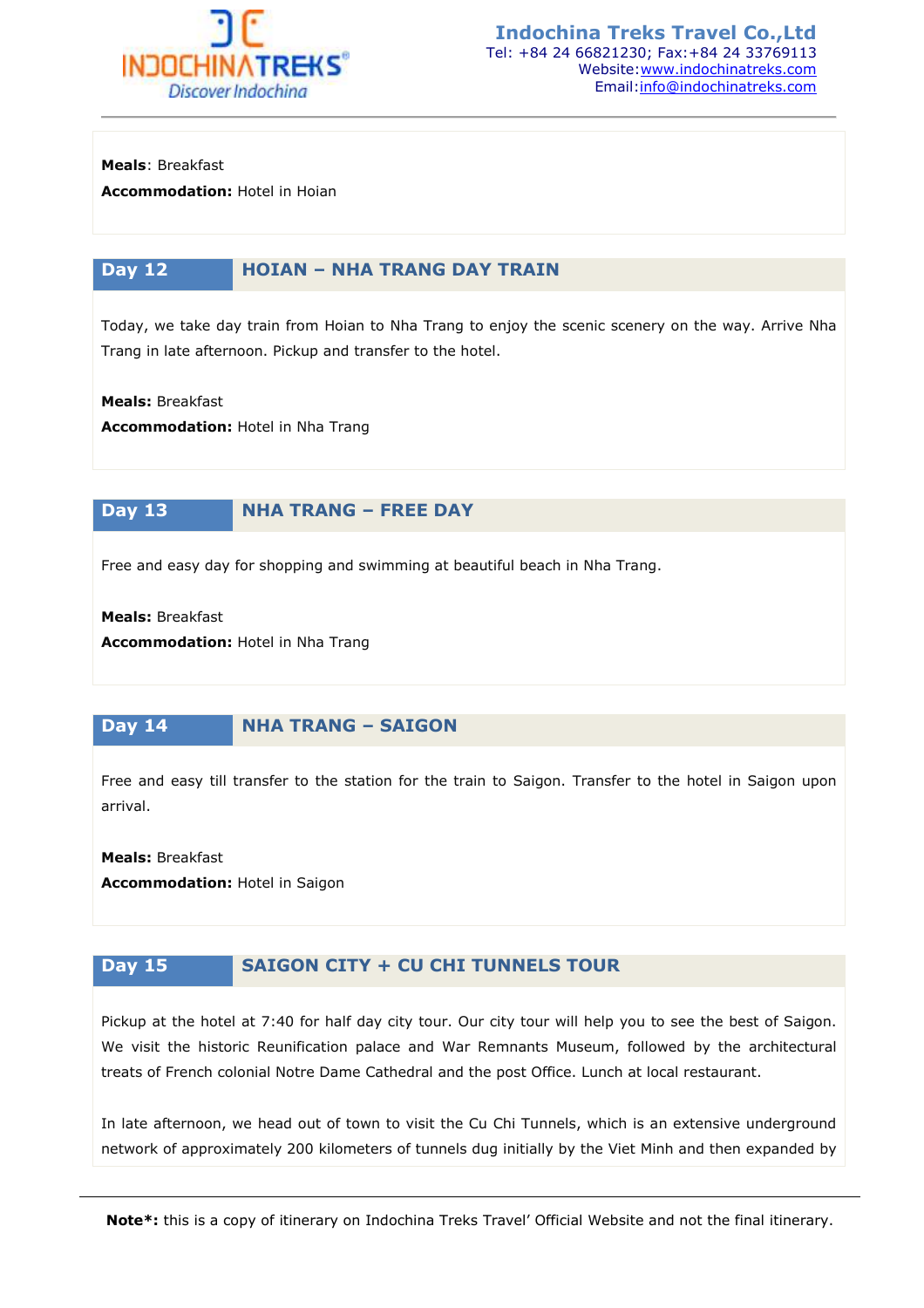**Meals**: Breakfast

**Accommodation:** Hotel in Hoian

## Day 12 HOIAN – NHA TRANG DAY TRAIN

Today, we take day train from Hoian to Nha Trang to enjoy the scenic scenery on the way. Arrive Nha Trang in late afternoon. Pickup and transfer to the hotel.

**Meals:** Breakfast

**Accommodation:** Hotel in Nha Trang

## Day 13 NHA TRANG – FREE DAY

Free and easy day for shopping and swimming at beautiful beach in Nha Trang.

**Meals:** Breakfast

**Accommodation:** Hotel in Nha Trang

## Day 14 NHA TRANG – SAIGON

Free and easy till transfer to the station for the train to Saigon. Transfer to the hotel in Saigon upon arrival.

**Meals:** Breakfast

**Accommodation:** Hotel in Saigon

## Day 15 SAIGON CITY + CU CHI TUNNELS TOUR

Pickup at the hotel at 7:40 for half day city tour. Our city tour will help you to see the best of Saigon. We visit the historic Reunification palace and War Remnants Museum, followed by the architectural treats of French colonial Notre Dame Cathedral and the post Office. Lunch at local restaurant.

In late afternoon, we head out of town to visit the Cu Chi Tunnels, which is an extensive underground network of approximately 200 kilometers of tunnels dug initially by the Viet Minh and then expanded by

**Note*:** this is a copy of itinerary on Indochina Treks Travel' Official Website and not the final itinerary.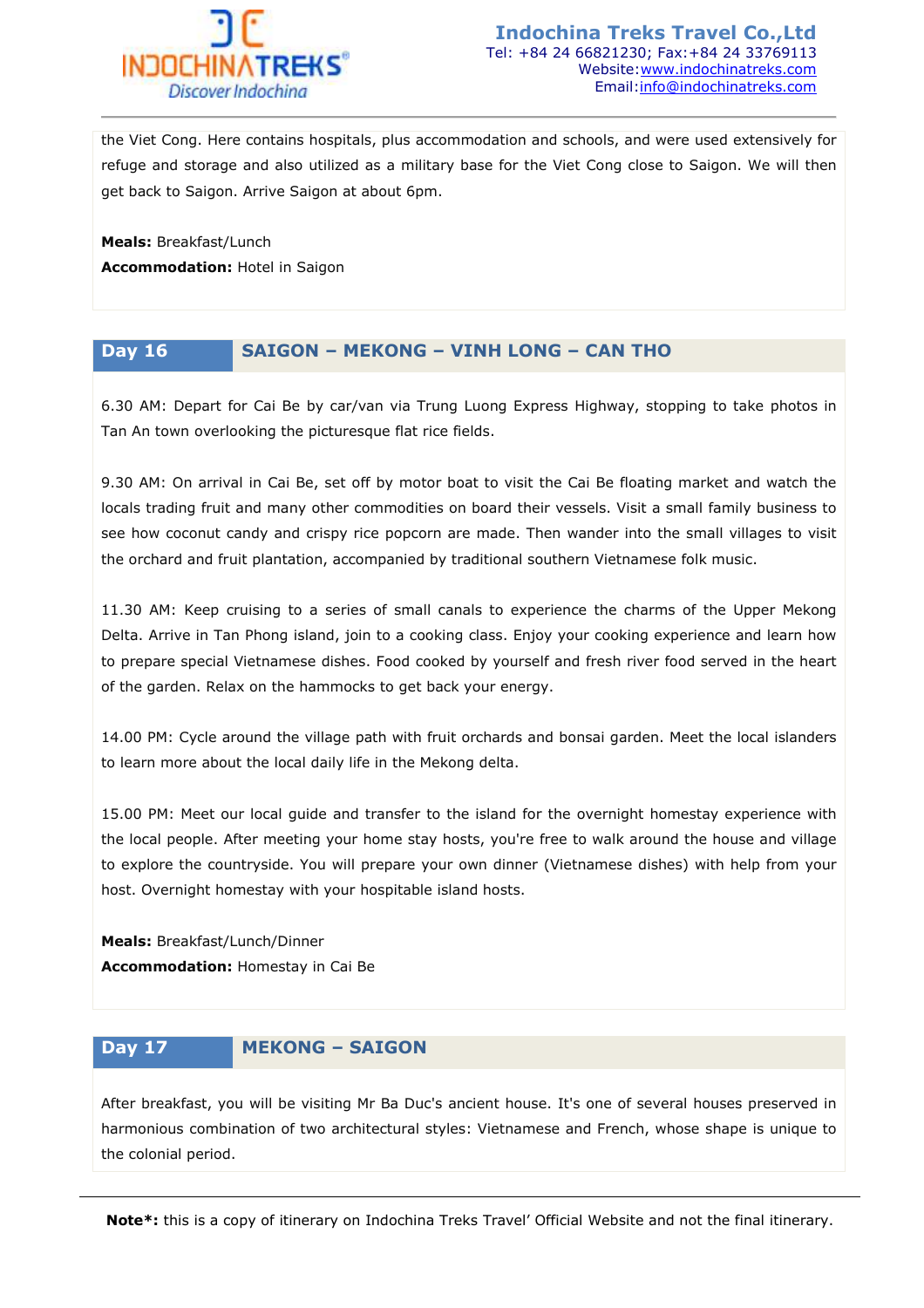the Viet Cong. Here contains hospitals, plus accommodation and schools, and were used extensively for refuge and storage and also utilized as a military base for the Viet Cong close to Saigon. We will then get back to Saigon. Arrive Saigon at about 6pm.

**Meals:** Breakfast/Lunch
**Accommodation:** Hotel in Saigon

## Day 16 SAIGON – MEKONG – VINH LONG – CAN THO

6.30 AM: Depart for Cai Be by car/van via Trung Luong Express Highway, stopping to take photos in Tan An town overlooking the picturesque flat rice fields.

9.30 AM: On arrival in Cai Be, set off by motor boat to visit the Cai Be floating market and watch the locals trading fruit and many other commodities on board their vessels. Visit a small family business to see how coconut candy and crispy rice popcorn are made. Then wander into the small villages to visit the orchard and fruit plantation, accompanied by traditional southern Vietnamese folk music.

11.30 AM: Keep cruising to a series of small canals to experience the charms of the Upper Mekong Delta. Arrive in Tan Phong island, join to a cooking class. Enjoy your cooking experience and learn how to prepare special Vietnamese dishes. Food cooked by yourself and fresh river food served in the heart of the garden. Relax on the hammocks to get back your energy.

14.00 PM: Cycle around the village path with fruit orchards and bonsai garden. Meet the local islanders to learn more about the local daily life in the Mekong delta.

15.00 PM: Meet our local guide and transfer to the island for the overnight homestay experience with the local people. After meeting your home stay hosts, you're free to walk around the house and village to explore the countryside. You will prepare your own dinner (Vietnamese dishes) with help from your host. Overnight homestay with your hospitable island hosts.

**Meals:** Breakfast/Lunch/Dinner
**Accommodation:** Homestay in Cai Be

## Day 17 MEKONG – SAIGON

After breakfast, you will be visiting Mr Ba Duc's ancient house. It's one of several houses preserved in harmonious combination of two architectural styles: Vietnamese and French, whose shape is unique to the colonial period.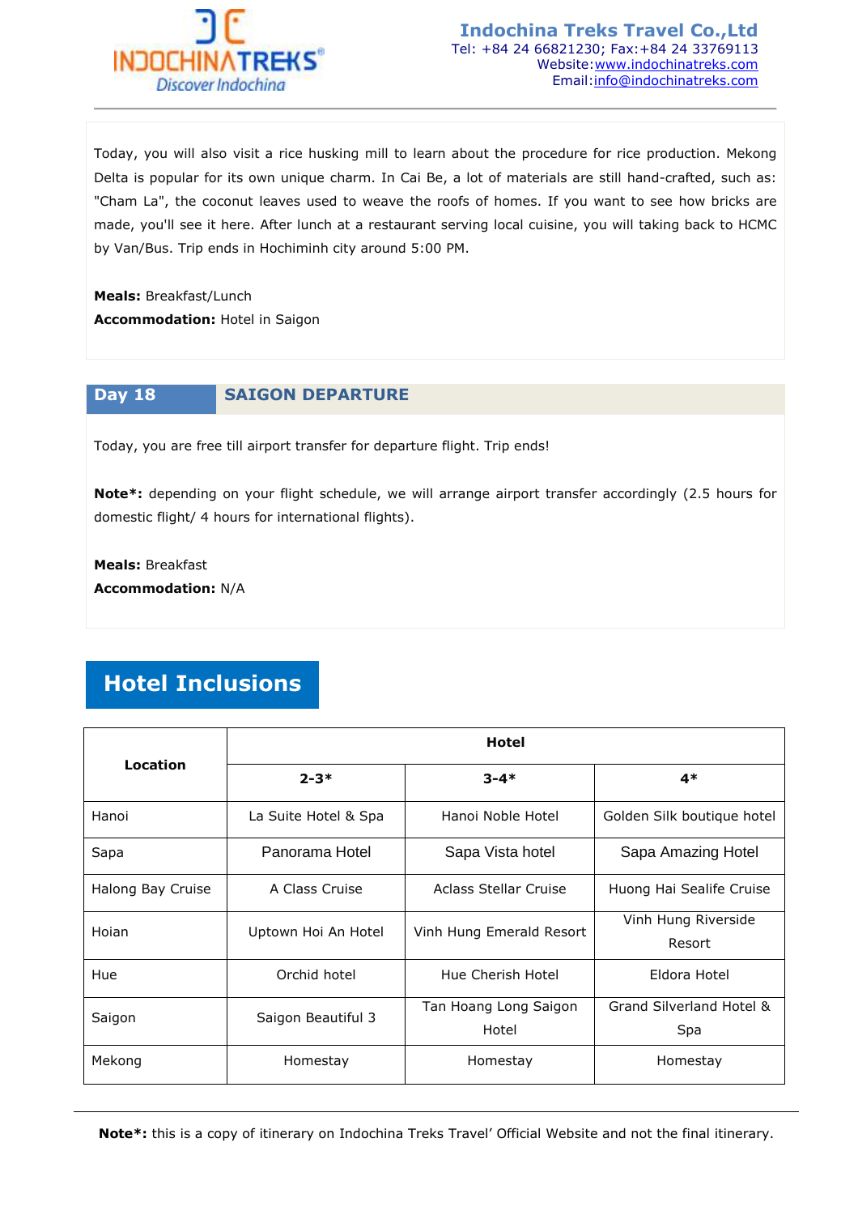Today, you will also visit a rice husking mill to learn about the procedure for rice production. Mekong Delta is popular for its own unique charm. In Cai Be, a lot of materials are still hand-crafted, such as: "Cham La", the coconut leaves used to weave the roofs of homes. If you want to see how bricks are made, you'll see it here. After lunch at a restaurant serving local cuisine, you will taking back to HCMC by Van/Bus. Trip ends in Hochiminh city around 5:00 PM.

**Meals:** Breakfast/Lunch
**Accommodation:** Hotel in Saigon

## Day 18 SAIGON DEPARTURE

Today, you are free till airport transfer for departure flight. Trip ends!

**Note*:** depending on your flight schedule, we will arrange airport transfer accordingly (2.5 hours for domestic flight/ 4 hours for international flights).

**Meals:** Breakfast
**Accommodation:** N/A

## Hotel Inclusions

| Location | Hotel | | |
|---|---|---|---|
| | 2-3* | 3-4* | 4* |
| Hanoi | La Suite Hotel & Spa | Hanoi Noble Hotel | Golden Silk boutique hotel |
| Sapa | Panorama Hotel | Sapa Vista hotel | Sapa Amazing Hotel |
| Halong Bay Cruise | A Class Cruise | Aclass Stellar Cruise | Huong Hai Sealife Cruise |
| Hoian | Uptown Hoi An Hotel | Vinh Hung Emerald Resort | Vinh Hung Riverside Resort |
| Hue | Orchid hotel | Hue Cherish Hotel | Eldora Hotel |
| Saigon | Saigon Beautiful 3 | Tan Hoang Long Saigon Hotel | Grand Silverland Hotel & Spa |
| Mekong | Homestay | Homestay | Homestay |

**Note*:** this is a copy of itinerary on Indochina Treks Travel' Official Website and not the final itinerary.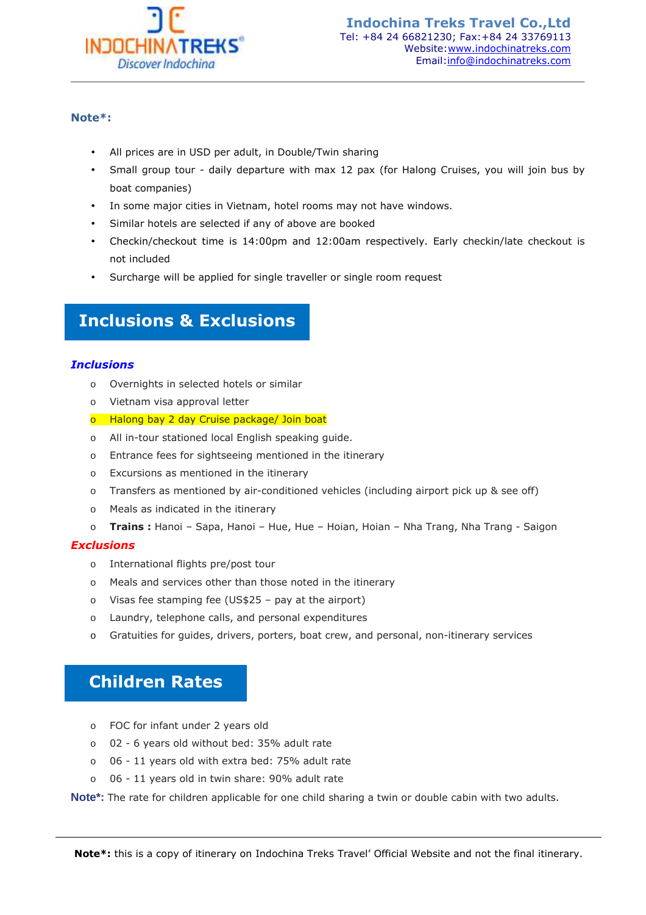**Note*:**

- All prices are in USD per adult, in Double/Twin sharing
- Small group tour - daily departure with max 12 pax (for Halong Cruises, you will join bus by boat companies)
- In some major cities in Vietnam, hotel rooms may not have windows.
- Similar hotels are selected if any of above are booked
- Checkin/checkout time is 14:00pm and 12:00am respectively. Early checkin/late checkout is not included
- Surcharge will be applied for single traveller or single room request

## Inclusions & Exclusions

### *Inclusions*

- Overnights in selected hotels or similar
- Vietnam visa approval letter
- Halong bay 2 day Cruise package/ Join boat
- All in-tour stationed local English speaking guide.
- Entrance fees for sightseeing mentioned in the itinerary
- Excursions as mentioned in the itinerary
- Transfers as mentioned by air-conditioned vehicles (including airport pick up & see off)
- Meals as indicated in the itinerary
- **Trains :** Hanoi – Sapa, Hanoi – Hue, Hue – Hoian, Hoian – Nha Trang, Nha Trang - Saigon

### *Exclusions*

- International flights pre/post tour
- Meals and services other than those noted in the itinerary
- Visas fee stamping fee (US$25 – pay at the airport)
- Laundry, telephone calls, and personal expenditures
- Gratuities for guides, drivers, porters, boat crew, and personal, non-itinerary services

## Children Rates

- FOC for infant under 2 years old
- 02 - 6 years old without bed: 35% adult rate
- 06 - 11 years old with extra bed: 75% adult rate
- 06 - 11 years old in twin share: 90% adult rate

**Note*:** The rate for children applicable for one child sharing a twin or double cabin with two adults.

**Note*:** this is a copy of itinerary on Indochina Treks Travel' Official Website and not the final itinerary.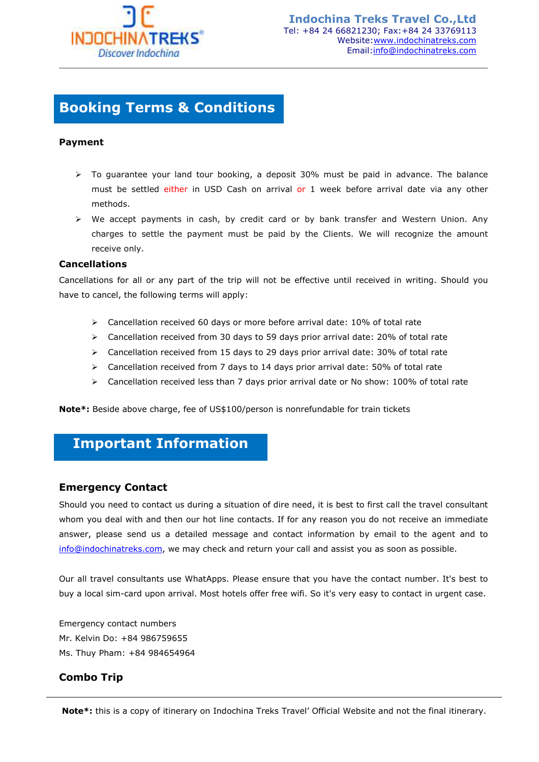## Booking Terms & Conditions

**Payment**

- To guarantee your land tour booking, a deposit 30% must be paid in advance. The balance must be settled either in USD Cash on arrival or 1 week before arrival date via any other methods.
- We accept payments in cash, by credit card or by bank transfer and Western Union. Any charges to settle the payment must be paid by the Clients. We will recognize the amount receive only.

**Cancellations**

Cancellations for all or any part of the trip will not be effective until received in writing. Should you have to cancel, the following terms will apply:

- Cancellation received 60 days or more before arrival date: 10% of total rate
- Cancellation received from 30 days to 59 days prior arrival date: 20% of total rate
- Cancellation received from 15 days to 29 days prior arrival date: 30% of total rate
- Cancellation received from 7 days to 14 days prior arrival date: 50% of total rate
- Cancellation received less than 7 days prior arrival date or No show: 100% of total rate

**Note*:** Beside above charge, fee of US$100/person is nonrefundable for train tickets

## Important Information

### Emergency Contact

Should you need to contact us during a situation of dire need, it is best to first call the travel consultant whom you deal with and then our hot line contacts. If for any reason you do not receive an immediate answer, please send us a detailed message and contact information by email to the agent and to info@indochinatreks.com, we may check and return your call and assist you as soon as possible.

Our all travel consultants use WhatApps. Please ensure that you have the contact number. It's best to buy a local sim-card upon arrival. Most hotels offer free wifi. So it's very easy to contact in urgent case.

Emergency contact numbers
Mr. Kelvin Do: +84 986759655
Ms. Thuy Pham: +84 984654964

### Combo Trip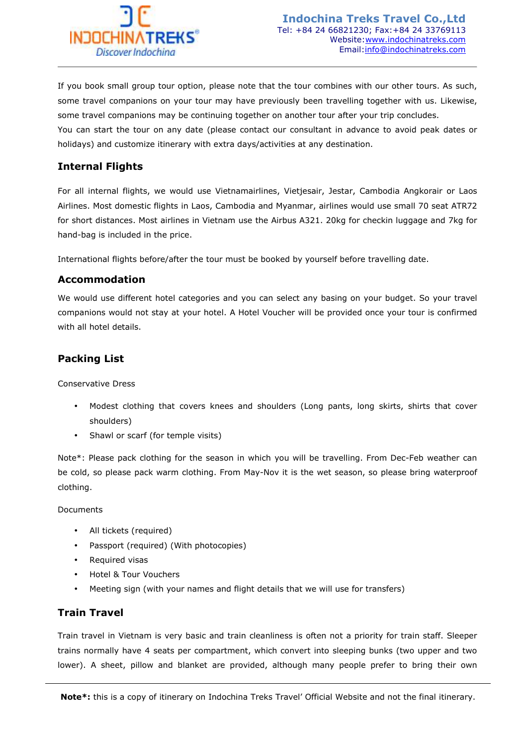If you book small group tour option, please note that the tour combines with our other tours. As such, some travel companions on your tour may have previously been travelling together with us. Likewise, some travel companions may be continuing together on another tour after your trip concludes.
You can start the tour on any date (please contact our consultant in advance to avoid peak dates or holidays) and customize itinerary with extra days/activities at any destination.

## Internal Flights

For all internal flights, we would use Vietnamairlines, Vietjesair, Jestar, Cambodia Angkorair or Laos Airlines. Most domestic flights in Laos, Cambodia and Myanmar, airlines would use small 70 seat ATR72 for short distances. Most airlines in Vietnam use the Airbus A321. 20kg for checkin luggage and 7kg for hand-bag is included in the price.

International flights before/after the tour must be booked by yourself before travelling date.

## Accommodation

We would use different hotel categories and you can select any basing on your budget. So your travel companions would not stay at your hotel. A Hotel Voucher will be provided once your tour is confirmed with all hotel details.

## Packing List

Conservative Dress

- Modest clothing that covers knees and shoulders (Long pants, long skirts, shirts that cover shoulders)
- Shawl or scarf (for temple visits)

Note*: Please pack clothing for the season in which you will be travelling. From Dec-Feb weather can be cold, so please pack warm clothing. From May-Nov it is the wet season, so please bring waterproof clothing.

Documents

- All tickets (required)
- Passport (required) (With photocopies)
- Required visas
- Hotel & Tour Vouchers
- Meeting sign (with your names and flight details that we will use for transfers)

## Train Travel

Train travel in Vietnam is very basic and train cleanliness is often not a priority for train staff. Sleeper trains normally have 4 seats per compartment, which convert into sleeping bunks (two upper and two lower). A sheet, pillow and blanket are provided, although many people prefer to bring their own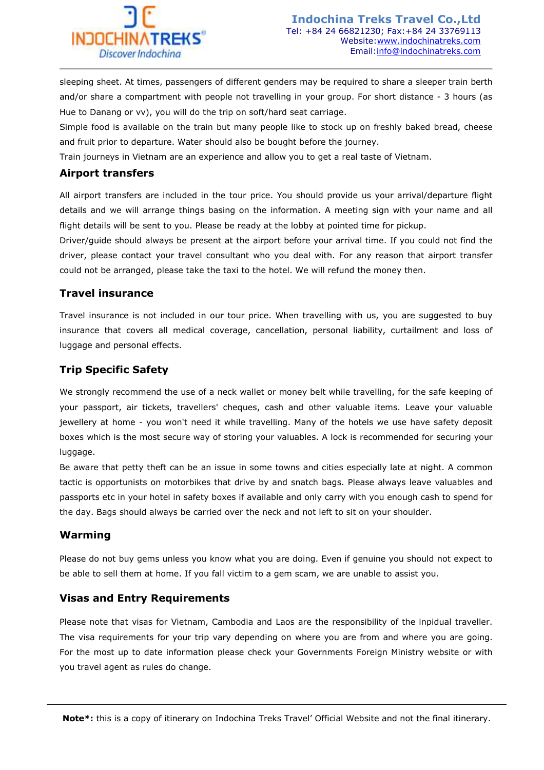sleeping sheet. At times, passengers of different genders may be required to share a sleeper train berth and/or share a compartment with people not travelling in your group. For short distance - 3 hours (as Hue to Danang or vv), you will do the trip on soft/hard seat carriage.

Simple food is available on the train but many people like to stock up on freshly baked bread, cheese and fruit prior to departure. Water should also be bought before the journey.

Train journeys in Vietnam are an experience and allow you to get a real taste of Vietnam.

## Airport transfers

All airport transfers are included in the tour price. You should provide us your arrival/departure flight details and we will arrange things basing on the information. A meeting sign with your name and all flight details will be sent to you. Please be ready at the lobby at pointed time for pickup.

Driver/guide should always be present at the airport before your arrival time. If you could not find the driver, please contact your travel consultant who you deal with. For any reason that airport transfer could not be arranged, please take the taxi to the hotel. We will refund the money then.

## Travel insurance

Travel insurance is not included in our tour price. When travelling with us, you are suggested to buy insurance that covers all medical coverage, cancellation, personal liability, curtailment and loss of luggage and personal effects.

## Trip Specific Safety

We strongly recommend the use of a neck wallet or money belt while travelling, for the safe keeping of your passport, air tickets, travellers' cheques, cash and other valuable items. Leave your valuable jewellery at home - you won't need it while travelling. Many of the hotels we use have safety deposit boxes which is the most secure way of storing your valuables. A lock is recommended for securing your luggage.

Be aware that petty theft can be an issue in some towns and cities especially late at night. A common tactic is opportunists on motorbikes that drive by and snatch bags. Please always leave valuables and passports etc in your hotel in safety boxes if available and only carry with you enough cash to spend for the day. Bags should always be carried over the neck and not left to sit on your shoulder.

## Warming

Please do not buy gems unless you know what you are doing. Even if genuine you should not expect to be able to sell them at home. If you fall victim to a gem scam, we are unable to assist you.

## Visas and Entry Requirements

Please note that visas for Vietnam, Cambodia and Laos are the responsibility of the inpidual traveller. The visa requirements for your trip vary depending on where you are from and where you are going. For the most up to date information please check your Governments Foreign Ministry website or with you travel agent as rules do change.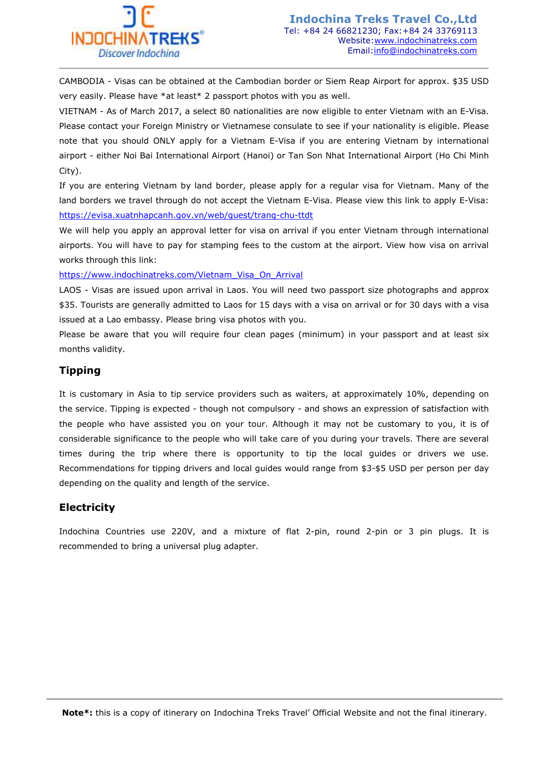CAMBODIA - Visas can be obtained at the Cambodian border or Siem Reap Airport for approx. $35 USD very easily. Please have *at least* 2 passport photos with you as well.

VIETNAM - As of March 2017, a select 80 nationalities are now eligible to enter Vietnam with an E-Visa. Please contact your Foreign Ministry or Vietnamese consulate to see if your nationality is eligible. Please note that you should ONLY apply for a Vietnam E-Visa if you are entering Vietnam by international airport - either Noi Bai International Airport (Hanoi) or Tan Son Nhat International Airport (Ho Chi Minh City).

If you are entering Vietnam by land border, please apply for a regular visa for Vietnam. Many of the land borders we travel through do not accept the Vietnam E-Visa. Please view this link to apply E-Visa: https://evisa.xuatnhapcanh.gov.vn/web/guest/trang-chu-ttdt

We will help you apply an approval letter for visa on arrival if you enter Vietnam through international airports. You will have to pay for stamping fees to the custom at the airport. View how visa on arrival works through this link:

https://www.indochinatreks.com/Vietnam_Visa_On_Arrival

LAOS - Visas are issued upon arrival in Laos. You will need two passport size photographs and approx $35. Tourists are generally admitted to Laos for 15 days with a visa on arrival or for 30 days with a visa issued at a Lao embassy. Please bring visa photos with you.

Please be aware that you will require four clean pages (minimum) in your passport and at least six months validity.

## Tipping

It is customary in Asia to tip service providers such as waiters, at approximately 10%, depending on the service. Tipping is expected - though not compulsory - and shows an expression of satisfaction with the people who have assisted you on your tour. Although it may not be customary to you, it is of considerable significance to the people who will take care of you during your travels. There are several times during the trip where there is opportunity to tip the local guides or drivers we use. Recommendations for tipping drivers and local guides would range from $3-$5 USD per person per day depending on the quality and length of the service.

## Electricity

Indochina Countries use 220V, and a mixture of flat 2-pin, round 2-pin or 3 pin plugs. It is recommended to bring a universal plug adapter.